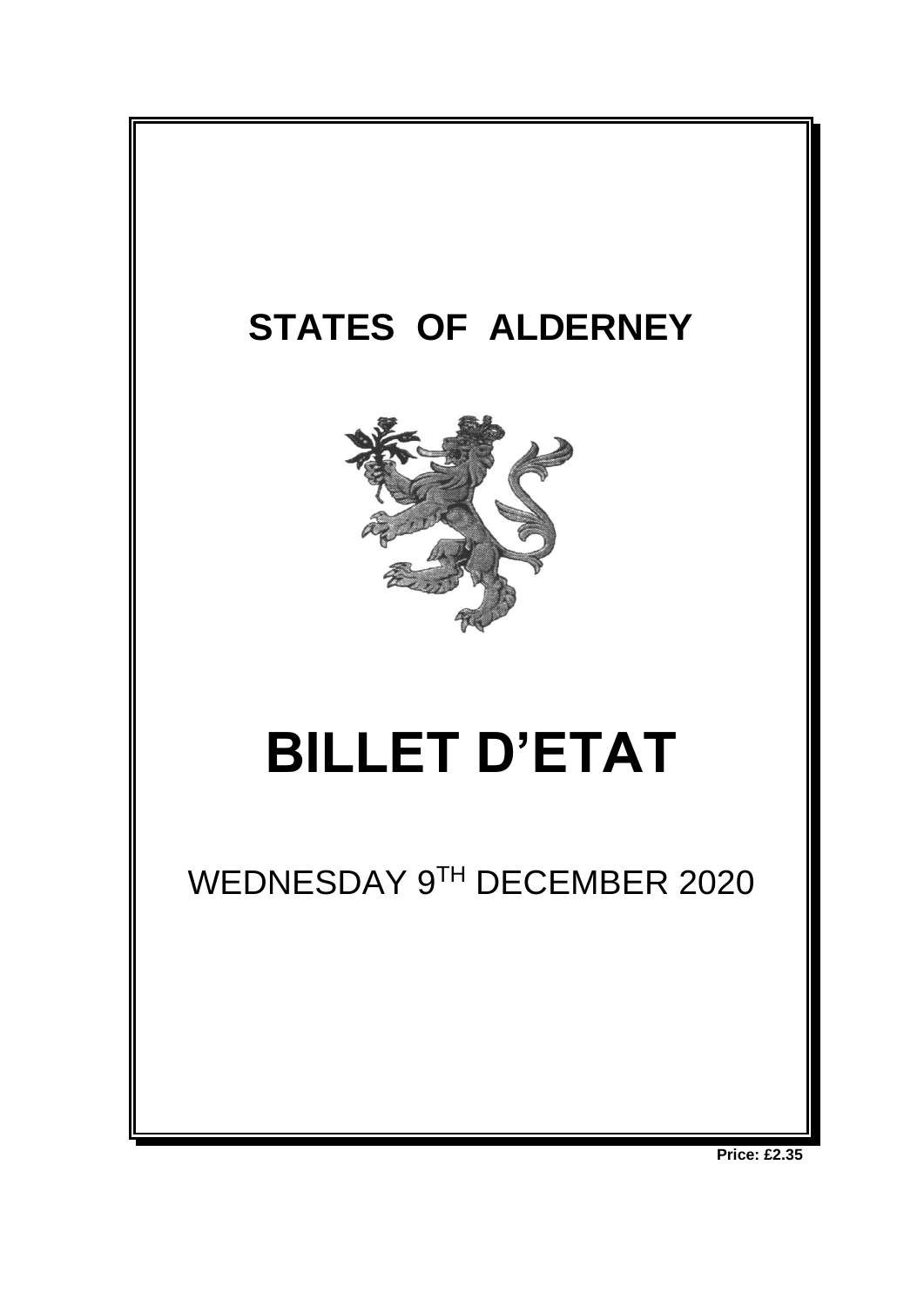# STATES OF ALDERNEY

# BILLET D'ETAT

WEDNESDAY 9TH DECEMBER 2020

**Price: £2.35**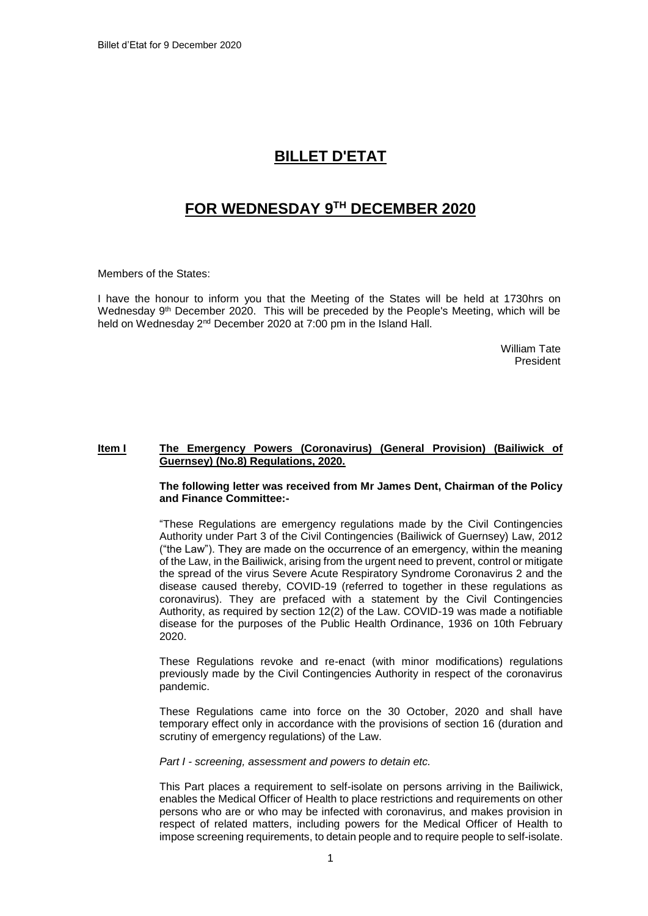# BILLET D'ETAT

# FOR WEDNESDAY 9TH DECEMBER 2020

Members of the States:

I have the honour to inform you that the Meeting of the States will be held at 1730hrs on Wednesday 9th December 2020. This will be preceded by the People's Meeting, which will be held on Wednesday 2nd December 2020 at 7:00 pm in the Island Hall.

William Tate
President

**Item I** **The Emergency Powers (Coronavirus) (General Provision) (Bailiwick of Guernsey) (No.8) Regulations, 2020.**

**The following letter was received from Mr James Dent, Chairman of the Policy and Finance Committee:-**

"These Regulations are emergency regulations made by the Civil Contingencies Authority under Part 3 of the Civil Contingencies (Bailiwick of Guernsey) Law, 2012 ("the Law"). They are made on the occurrence of an emergency, within the meaning of the Law, in the Bailiwick, arising from the urgent need to prevent, control or mitigate the spread of the virus Severe Acute Respiratory Syndrome Coronavirus 2 and the disease caused thereby, COVID-19 (referred to together in these regulations as coronavirus). They are prefaced with a statement by the Civil Contingencies Authority, as required by section 12(2) of the Law. COVID-19 was made a notifiable disease for the purposes of the Public Health Ordinance, 1936 on 10th February 2020.

These Regulations revoke and re-enact (with minor modifications) regulations previously made by the Civil Contingencies Authority in respect of the coronavirus pandemic.

These Regulations came into force on the 30 October, 2020 and shall have temporary effect only in accordance with the provisions of section 16 (duration and scrutiny of emergency regulations) of the Law.

*Part I - screening, assessment and powers to detain etc.*

This Part places a requirement to self-isolate on persons arriving in the Bailiwick, enables the Medical Officer of Health to place restrictions and requirements on other persons who are or who may be infected with coronavirus, and makes provision in respect of related matters, including powers for the Medical Officer of Health to impose screening requirements, to detain people and to require people to self-isolate.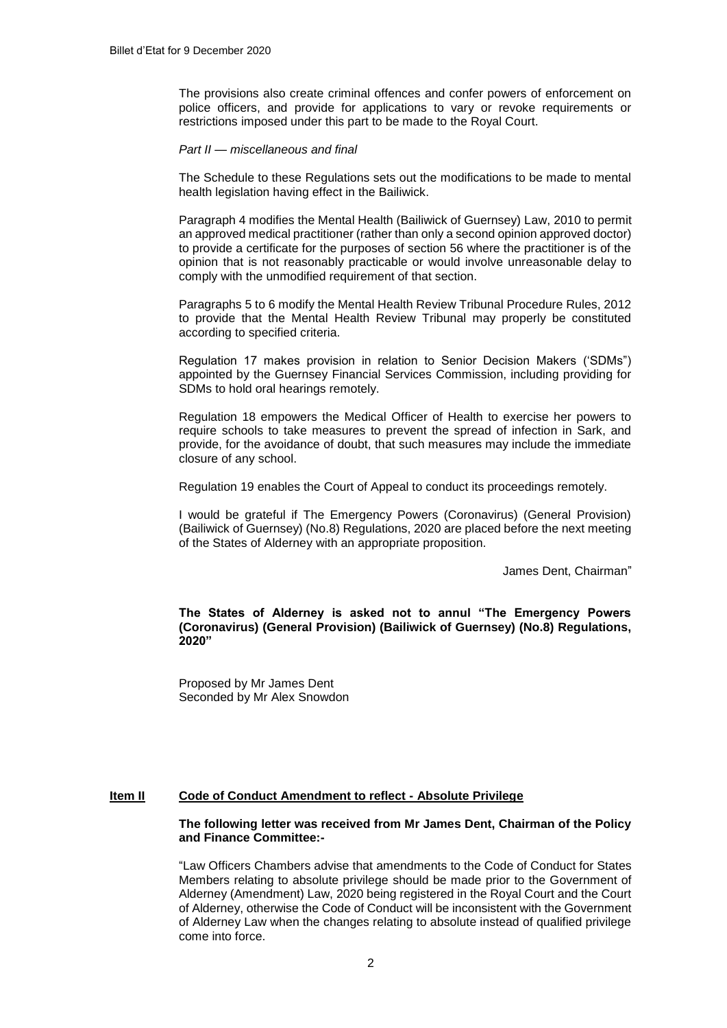The provisions also create criminal offences and confer powers of enforcement on police officers, and provide for applications to vary or revoke requirements or restrictions imposed under this part to be made to the Royal Court.

*Part II — miscellaneous and final*

The Schedule to these Regulations sets out the modifications to be made to mental health legislation having effect in the Bailiwick.

Paragraph 4 modifies the Mental Health (Bailiwick of Guernsey) Law, 2010 to permit an approved medical practitioner (rather than only a second opinion approved doctor) to provide a certificate for the purposes of section 56 where the practitioner is of the opinion that is not reasonably practicable or would involve unreasonable delay to comply with the unmodified requirement of that section.

Paragraphs 5 to 6 modify the Mental Health Review Tribunal Procedure Rules, 2012 to provide that the Mental Health Review Tribunal may properly be constituted according to specified criteria.

Regulation 17 makes provision in relation to Senior Decision Makers ('SDMs") appointed by the Guernsey Financial Services Commission, including providing for SDMs to hold oral hearings remotely.

Regulation 18 empowers the Medical Officer of Health to exercise her powers to require schools to take measures to prevent the spread of infection in Sark, and provide, for the avoidance of doubt, that such measures may include the immediate closure of any school.

Regulation 19 enables the Court of Appeal to conduct its proceedings remotely.

I would be grateful if The Emergency Powers (Coronavirus) (General Provision) (Bailiwick of Guernsey) (No.8) Regulations, 2020 are placed before the next meeting of the States of Alderney with an appropriate proposition.

James Dent, Chairman"

**The States of Alderney is asked not to annul "The Emergency Powers (Coronavirus) (General Provision) (Bailiwick of Guernsey) (No.8) Regulations, 2020"**

Proposed by Mr James Dent
Seconded by Mr Alex Snowdon

## Item II Code of Conduct Amendment to reflect - Absolute Privilege

**The following letter was received from Mr James Dent, Chairman of the Policy and Finance Committee:-**

"Law Officers Chambers advise that amendments to the Code of Conduct for States Members relating to absolute privilege should be made prior to the Government of Alderney (Amendment) Law, 2020 being registered in the Royal Court and the Court of Alderney, otherwise the Code of Conduct will be inconsistent with the Government of Alderney Law when the changes relating to absolute instead of qualified privilege come into force.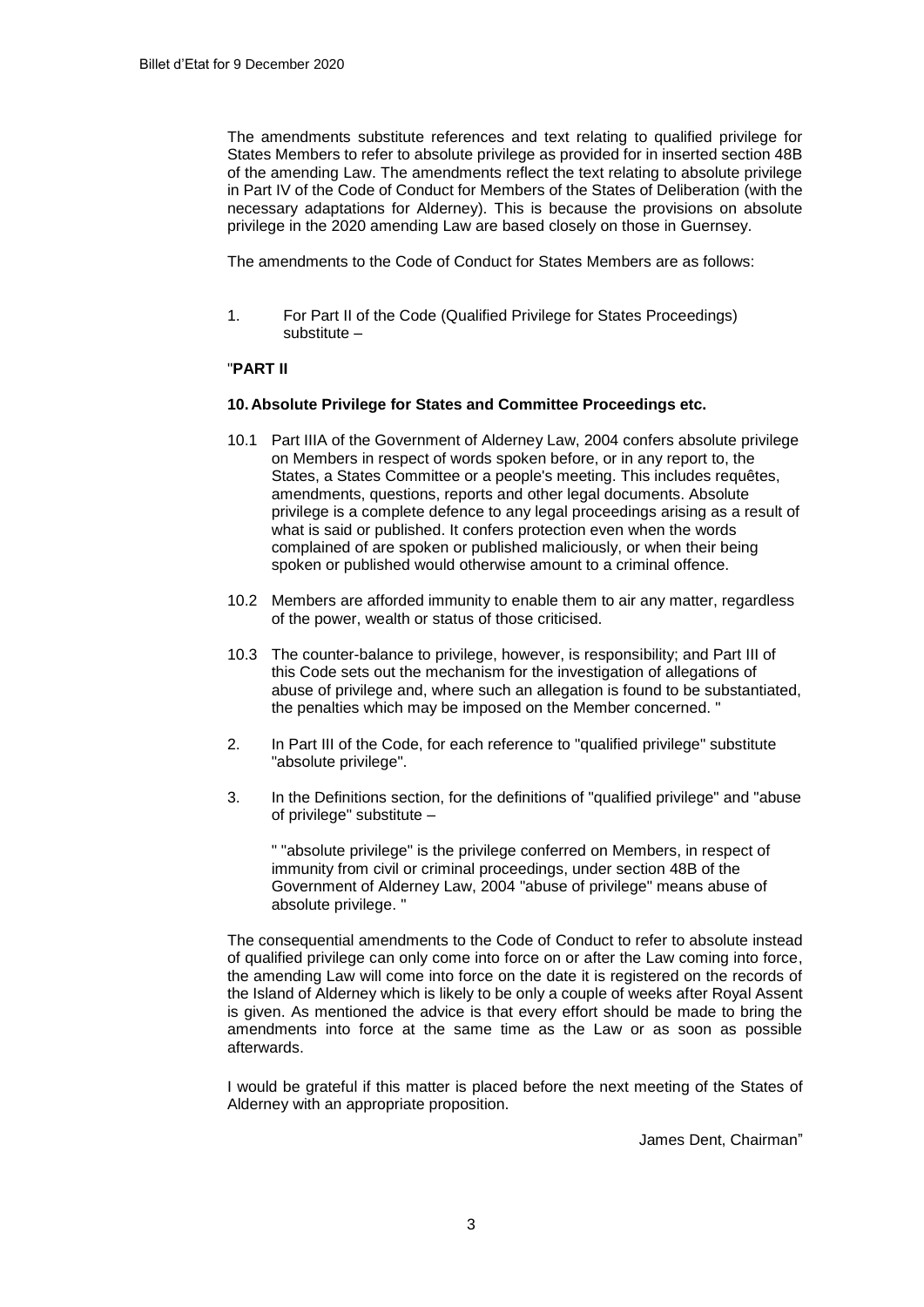The amendments substitute references and text relating to qualified privilege for States Members to refer to absolute privilege as provided for in inserted section 48B of the amending Law. The amendments reflect the text relating to absolute privilege in Part IV of the Code of Conduct for Members of the States of Deliberation (with the necessary adaptations for Alderney). This is because the provisions on absolute privilege in the 2020 amending Law are based closely on those in Guernsey.

The amendments to the Code of Conduct for States Members are as follows:

1. For Part II of the Code (Qualified Privilege for States Proceedings) substitute –

"**PART II**

**10. Absolute Privilege for States and Committee Proceedings etc.**

10.1 Part IIIA of the Government of Alderney Law, 2004 confers absolute privilege on Members in respect of words spoken before, or in any report to, the States, a States Committee or a people's meeting. This includes requêtes, amendments, questions, reports and other legal documents. Absolute privilege is a complete defence to any legal proceedings arising as a result of what is said or published. It confers protection even when the words complained of are spoken or published maliciously, or when their being spoken or published would otherwise amount to a criminal offence.

10.2 Members are afforded immunity to enable them to air any matter, regardless of the power, wealth or status of those criticised.

10.3 The counter-balance to privilege, however, is responsibility; and Part III of this Code sets out the mechanism for the investigation of allegations of abuse of privilege and, where such an allegation is found to be substantiated, the penalties which may be imposed on the Member concerned. "

2. In Part III of the Code, for each reference to "qualified privilege" substitute "absolute privilege".

3. In the Definitions section, for the definitions of "qualified privilege" and "abuse of privilege" substitute –

   " "absolute privilege" is the privilege conferred on Members, in respect of immunity from civil or criminal proceedings, under section 48B of the Government of Alderney Law, 2004 "abuse of privilege" means abuse of absolute privilege. "

The consequential amendments to the Code of Conduct to refer to absolute instead of qualified privilege can only come into force on or after the Law coming into force, the amending Law will come into force on the date it is registered on the records of the Island of Alderney which is likely to be only a couple of weeks after Royal Assent is given. As mentioned the advice is that every effort should be made to bring the amendments into force at the same time as the Law or as soon as possible afterwards.

I would be grateful if this matter is placed before the next meeting of the States of Alderney with an appropriate proposition.

James Dent, Chairman"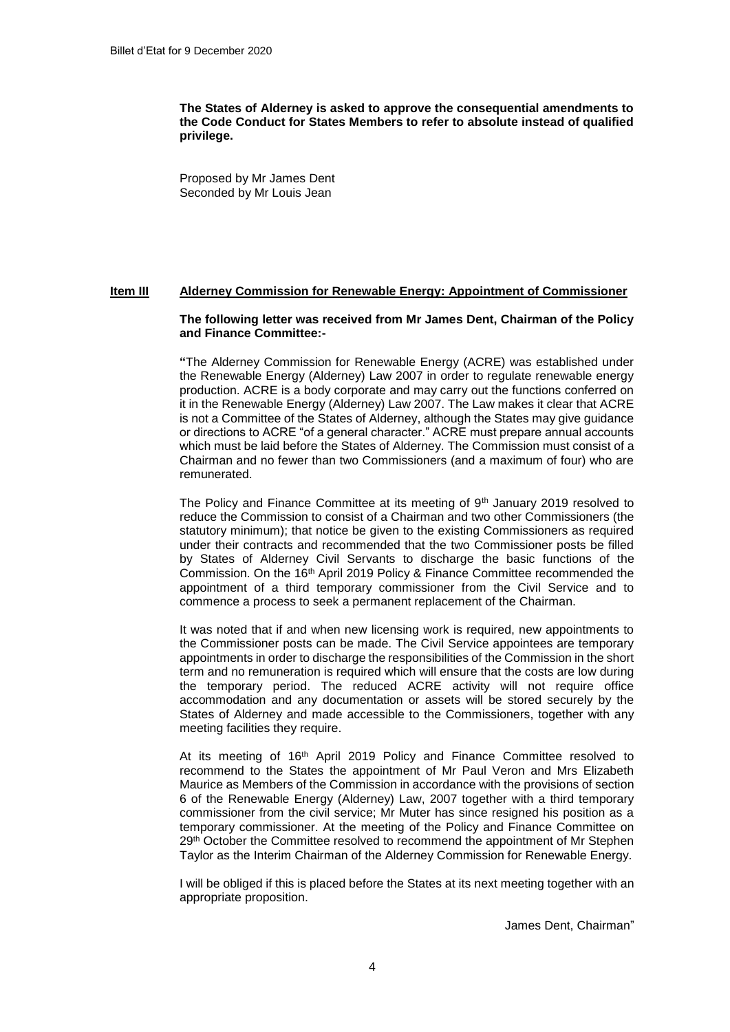**The States of Alderney is asked to approve the consequential amendments to the Code Conduct for States Members to refer to absolute instead of qualified privilege.**

Proposed by Mr James Dent
Seconded by Mr Louis Jean

## Item III Alderney Commission for Renewable Energy: Appointment of Commissioner

**The following letter was received from Mr James Dent, Chairman of the Policy and Finance Committee:-**

**"**The Alderney Commission for Renewable Energy (ACRE) was established under the Renewable Energy (Alderney) Law 2007 in order to regulate renewable energy production. ACRE is a body corporate and may carry out the functions conferred on it in the Renewable Energy (Alderney) Law 2007. The Law makes it clear that ACRE is not a Committee of the States of Alderney, although the States may give guidance or directions to ACRE "of a general character." ACRE must prepare annual accounts which must be laid before the States of Alderney. The Commission must consist of a Chairman and no fewer than two Commissioners (and a maximum of four) who are remunerated.

The Policy and Finance Committee at its meeting of 9th January 2019 resolved to reduce the Commission to consist of a Chairman and two other Commissioners (the statutory minimum); that notice be given to the existing Commissioners as required under their contracts and recommended that the two Commissioner posts be filled by States of Alderney Civil Servants to discharge the basic functions of the Commission. On the 16th April 2019 Policy & Finance Committee recommended the appointment of a third temporary commissioner from the Civil Service and to commence a process to seek a permanent replacement of the Chairman.

It was noted that if and when new licensing work is required, new appointments to the Commissioner posts can be made. The Civil Service appointees are temporary appointments in order to discharge the responsibilities of the Commission in the short term and no remuneration is required which will ensure that the costs are low during the temporary period. The reduced ACRE activity will not require office accommodation and any documentation or assets will be stored securely by the States of Alderney and made accessible to the Commissioners, together with any meeting facilities they require.

At its meeting of 16th April 2019 Policy and Finance Committee resolved to recommend to the States the appointment of Mr Paul Veron and Mrs Elizabeth Maurice as Members of the Commission in accordance with the provisions of section 6 of the Renewable Energy (Alderney) Law, 2007 together with a third temporary commissioner from the civil service; Mr Muter has since resigned his position as a temporary commissioner. At the meeting of the Policy and Finance Committee on 29th October the Committee resolved to recommend the appointment of Mr Stephen Taylor as the Interim Chairman of the Alderney Commission for Renewable Energy.

I will be obliged if this is placed before the States at its next meeting together with an appropriate proposition.

James Dent, Chairman"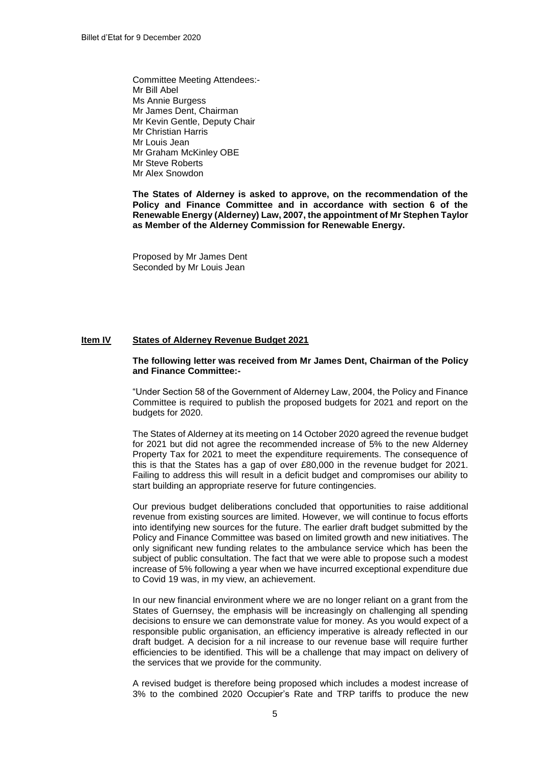Committee Meeting Attendees:-
Mr Bill Abel
Ms Annie Burgess
Mr James Dent, Chairman
Mr Kevin Gentle, Deputy Chair
Mr Christian Harris
Mr Louis Jean
Mr Graham McKinley OBE
Mr Steve Roberts
Mr Alex Snowdon

**The States of Alderney is asked to approve, on the recommendation of the Policy and Finance Committee and in accordance with section 6 of the Renewable Energy (Alderney) Law, 2007, the appointment of Mr Stephen Taylor as Member of the Alderney Commission for Renewable Energy.**

Proposed by Mr James Dent
Seconded by Mr Louis Jean

## Item IV States of Alderney Revenue Budget 2021

**The following letter was received from Mr James Dent, Chairman of the Policy and Finance Committee:-**

"Under Section 58 of the Government of Alderney Law, 2004, the Policy and Finance Committee is required to publish the proposed budgets for 2021 and report on the budgets for 2020.

The States of Alderney at its meeting on 14 October 2020 agreed the revenue budget for 2021 but did not agree the recommended increase of 5% to the new Alderney Property Tax for 2021 to meet the expenditure requirements. The consequence of this is that the States has a gap of over £80,000 in the revenue budget for 2021. Failing to address this will result in a deficit budget and compromises our ability to start building an appropriate reserve for future contingencies.

Our previous budget deliberations concluded that opportunities to raise additional revenue from existing sources are limited. However, we will continue to focus efforts into identifying new sources for the future. The earlier draft budget submitted by the Policy and Finance Committee was based on limited growth and new initiatives. The only significant new funding relates to the ambulance service which has been the subject of public consultation. The fact that we were able to propose such a modest increase of 5% following a year when we have incurred exceptional expenditure due to Covid 19 was, in my view, an achievement.

In our new financial environment where we are no longer reliant on a grant from the States of Guernsey, the emphasis will be increasingly on challenging all spending decisions to ensure we can demonstrate value for money. As you would expect of a responsible public organisation, an efficiency imperative is already reflected in our draft budget. A decision for a nil increase to our revenue base will require further efficiencies to be identified. This will be a challenge that may impact on delivery of the services that we provide for the community.

A revised budget is therefore being proposed which includes a modest increase of 3% to the combined 2020 Occupier's Rate and TRP tariffs to produce the new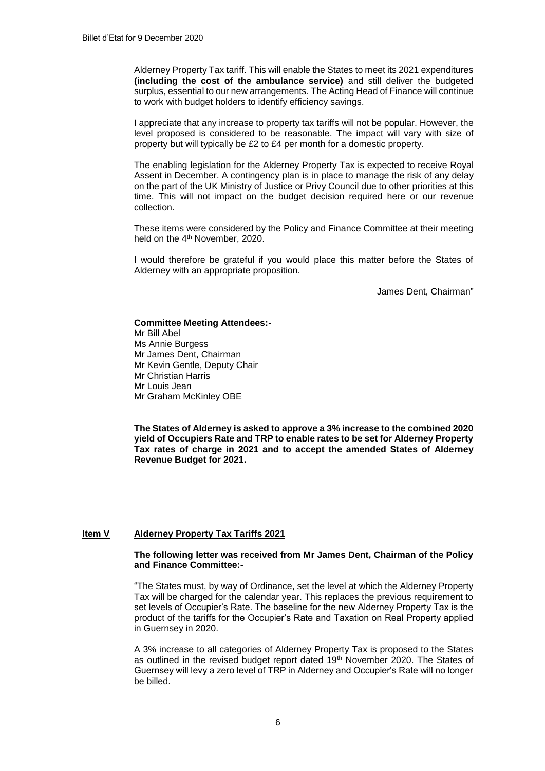Alderney Property Tax tariff. This will enable the States to meet its 2021 expenditures **(including the cost of the ambulance service)** and still deliver the budgeted surplus, essential to our new arrangements. The Acting Head of Finance will continue to work with budget holders to identify efficiency savings.

I appreciate that any increase to property tax tariffs will not be popular. However, the level proposed is considered to be reasonable. The impact will vary with size of property but will typically be £2 to £4 per month for a domestic property.

The enabling legislation for the Alderney Property Tax is expected to receive Royal Assent in December. A contingency plan is in place to manage the risk of any delay on the part of the UK Ministry of Justice or Privy Council due to other priorities at this time. This will not impact on the budget decision required here or our revenue collection.

These items were considered by the Policy and Finance Committee at their meeting held on the 4th November, 2020.

I would therefore be grateful if you would place this matter before the States of Alderney with an appropriate proposition.

James Dent, Chairman"

**Committee Meeting Attendees:-**
Mr Bill Abel
Ms Annie Burgess
Mr James Dent, Chairman
Mr Kevin Gentle, Deputy Chair
Mr Christian Harris
Mr Louis Jean
Mr Graham McKinley OBE

**The States of Alderney is asked to approve a 3% increase to the combined 2020 yield of Occupiers Rate and TRP to enable rates to be set for Alderney Property Tax rates of charge in 2021 and to accept the amended States of Alderney Revenue Budget for 2021.**

## Item V Alderney Property Tax Tariffs 2021

**The following letter was received from Mr James Dent, Chairman of the Policy and Finance Committee:-**

"The States must, by way of Ordinance, set the level at which the Alderney Property Tax will be charged for the calendar year. This replaces the previous requirement to set levels of Occupier's Rate. The baseline for the new Alderney Property Tax is the product of the tariffs for the Occupier's Rate and Taxation on Real Property applied in Guernsey in 2020.

A 3% increase to all categories of Alderney Property Tax is proposed to the States as outlined in the revised budget report dated 19th November 2020. The States of Guernsey will levy a zero level of TRP in Alderney and Occupier's Rate will no longer be billed.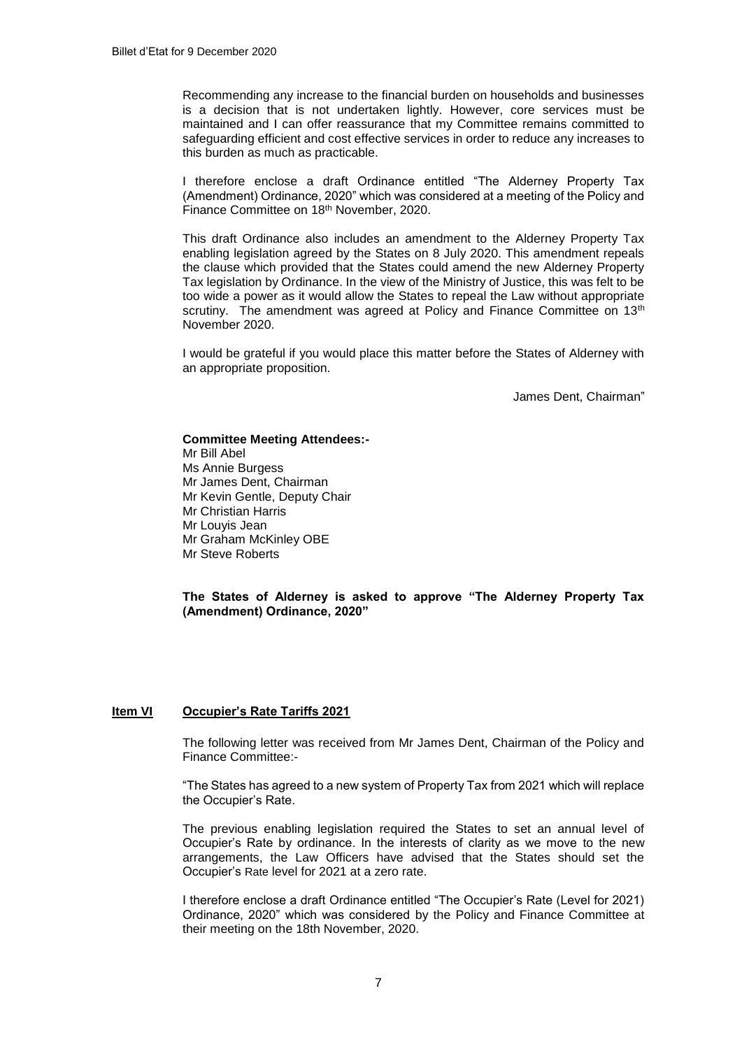Recommending any increase to the financial burden on households and businesses is a decision that is not undertaken lightly. However, core services must be maintained and I can offer reassurance that my Committee remains committed to safeguarding efficient and cost effective services in order to reduce any increases to this burden as much as practicable.

I therefore enclose a draft Ordinance entitled "The Alderney Property Tax (Amendment) Ordinance, 2020" which was considered at a meeting of the Policy and Finance Committee on 18th November, 2020.

This draft Ordinance also includes an amendment to the Alderney Property Tax enabling legislation agreed by the States on 8 July 2020. This amendment repeals the clause which provided that the States could amend the new Alderney Property Tax legislation by Ordinance. In the view of the Ministry of Justice, this was felt to be too wide a power as it would allow the States to repeal the Law without appropriate scrutiny. The amendment was agreed at Policy and Finance Committee on 13th November 2020.

I would be grateful if you would place this matter before the States of Alderney with an appropriate proposition.

James Dent, Chairman"

**Committee Meeting Attendees:-**
Mr Bill Abel
Ms Annie Burgess
Mr James Dent, Chairman
Mr Kevin Gentle, Deputy Chair
Mr Christian Harris
Mr Louyis Jean
Mr Graham McKinley OBE
Mr Steve Roberts

**The States of Alderney is asked to approve "The Alderney Property Tax (Amendment) Ordinance, 2020"**

## Item VI Occupier's Rate Tariffs 2021

The following letter was received from Mr James Dent, Chairman of the Policy and Finance Committee:-

"The States has agreed to a new system of Property Tax from 2021 which will replace the Occupier's Rate.

The previous enabling legislation required the States to set an annual level of Occupier's Rate by ordinance. In the interests of clarity as we move to the new arrangements, the Law Officers have advised that the States should set the Occupier's Rate level for 2021 at a zero rate.

I therefore enclose a draft Ordinance entitled "The Occupier's Rate (Level for 2021) Ordinance, 2020" which was considered by the Policy and Finance Committee at their meeting on the 18th November, 2020.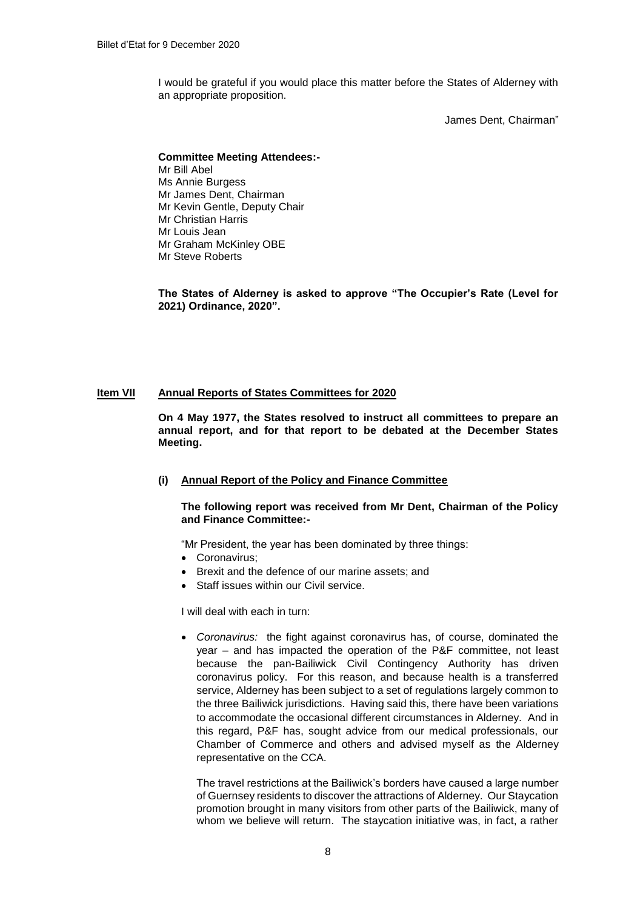I would be grateful if you would place this matter before the States of Alderney with an appropriate proposition.

James Dent, Chairman"

**Committee Meeting Attendees:-**
Mr Bill Abel
Ms Annie Burgess
Mr James Dent, Chairman
Mr Kevin Gentle, Deputy Chair
Mr Christian Harris
Mr Louis Jean
Mr Graham McKinley OBE
Mr Steve Roberts

**The States of Alderney is asked to approve "The Occupier's Rate (Level for 2021) Ordinance, 2020".**

## Item VII Annual Reports of States Committees for 2020

**On 4 May 1977, the States resolved to instruct all committees to prepare an annual report, and for that report to be debated at the December States Meeting.**

### (i) Annual Report of the Policy and Finance Committee

**The following report was received from Mr Dent, Chairman of the Policy and Finance Committee:-**

"Mr President, the year has been dominated by three things:

- Coronavirus;
- Brexit and the defence of our marine assets; and
- Staff issues within our Civil service.

I will deal with each in turn:

- *Coronavirus:* the fight against coronavirus has, of course, dominated the year – and has impacted the operation of the P&F committee, not least because the pan-Bailiwick Civil Contingency Authority has driven coronavirus policy. For this reason, and because health is a transferred service, Alderney has been subject to a set of regulations largely common to the three Bailiwick jurisdictions. Having said this, there have been variations to accommodate the occasional different circumstances in Alderney. And in this regard, P&F has, sought advice from our medical professionals, our Chamber of Commerce and others and advised myself as the Alderney representative on the CCA.

  The travel restrictions at the Bailiwick's borders have caused a large number of Guernsey residents to discover the attractions of Alderney. Our Staycation promotion brought in many visitors from other parts of the Bailiwick, many of whom we believe will return. The staycation initiative was, in fact, a rather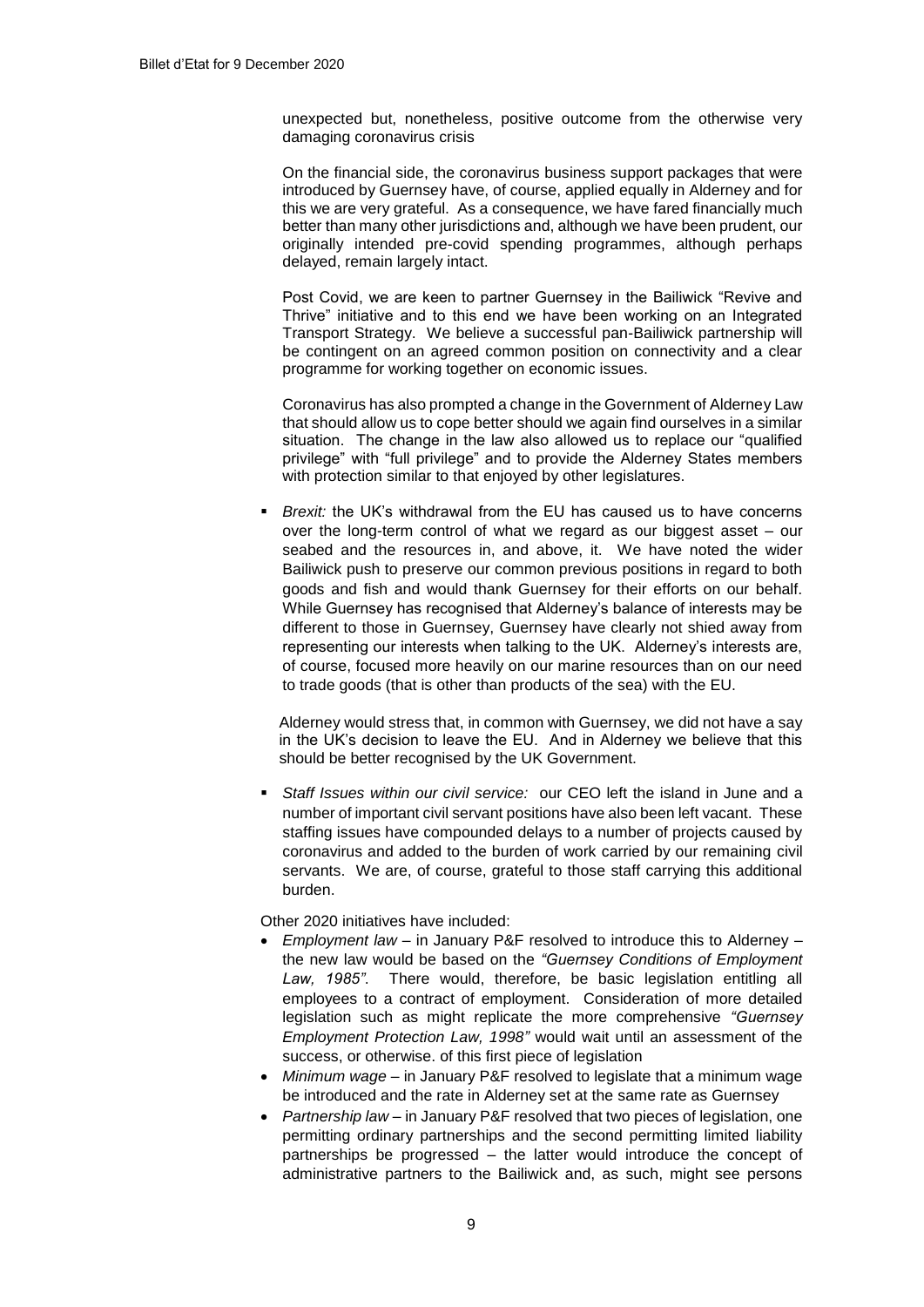unexpected but, nonetheless, positive outcome from the otherwise very damaging coronavirus crisis

On the financial side, the coronavirus business support packages that were introduced by Guernsey have, of course, applied equally in Alderney and for this we are very grateful. As a consequence, we have fared financially much better than many other jurisdictions and, although we have been prudent, our originally intended pre-covid spending programmes, although perhaps delayed, remain largely intact.

Post Covid, we are keen to partner Guernsey in the Bailiwick "Revive and Thrive" initiative and to this end we have been working on an Integrated Transport Strategy. We believe a successful pan-Bailiwick partnership will be contingent on an agreed common position on connectivity and a clear programme for working together on economic issues.

Coronavirus has also prompted a change in the Government of Alderney Law that should allow us to cope better should we again find ourselves in a similar situation. The change in the law also allowed us to replace our "qualified privilege" with "full privilege" and to provide the Alderney States members with protection similar to that enjoyed by other legislatures.

- *Brexit:* the UK's withdrawal from the EU has caused us to have concerns over the long-term control of what we regard as our biggest asset – our seabed and the resources in, and above, it. We have noted the wider Bailiwick push to preserve our common previous positions in regard to both goods and fish and would thank Guernsey for their efforts on our behalf. While Guernsey has recognised that Alderney's balance of interests may be different to those in Guernsey, Guernsey have clearly not shied away from representing our interests when talking to the UK. Alderney's interests are, of course, focused more heavily on our marine resources than on our need to trade goods (that is other than products of the sea) with the EU.

  Alderney would stress that, in common with Guernsey, we did not have a say in the UK's decision to leave the EU. And in Alderney we believe that this should be better recognised by the UK Government.

- *Staff Issues within our civil service:* our CEO left the island in June and a number of important civil servant positions have also been left vacant. These staffing issues have compounded delays to a number of projects caused by coronavirus and added to the burden of work carried by our remaining civil servants. We are, of course, grateful to those staff carrying this additional burden.

Other 2020 initiatives have included:

- *Employment law* – in January P&F resolved to introduce this to Alderney – the new law would be based on the *"Guernsey Conditions of Employment Law, 1985"*. There would, therefore, be basic legislation entitling all employees to a contract of employment. Consideration of more detailed legislation such as might replicate the more comprehensive *"Guernsey Employment Protection Law, 1998"* would wait until an assessment of the success, or otherwise. of this first piece of legislation
- *Minimum wage* – in January P&F resolved to legislate that a minimum wage be introduced and the rate in Alderney set at the same rate as Guernsey
- *Partnership law* – in January P&F resolved that two pieces of legislation, one permitting ordinary partnerships and the second permitting limited liability partnerships be progressed – the latter would introduce the concept of administrative partners to the Bailiwick and, as such, might see persons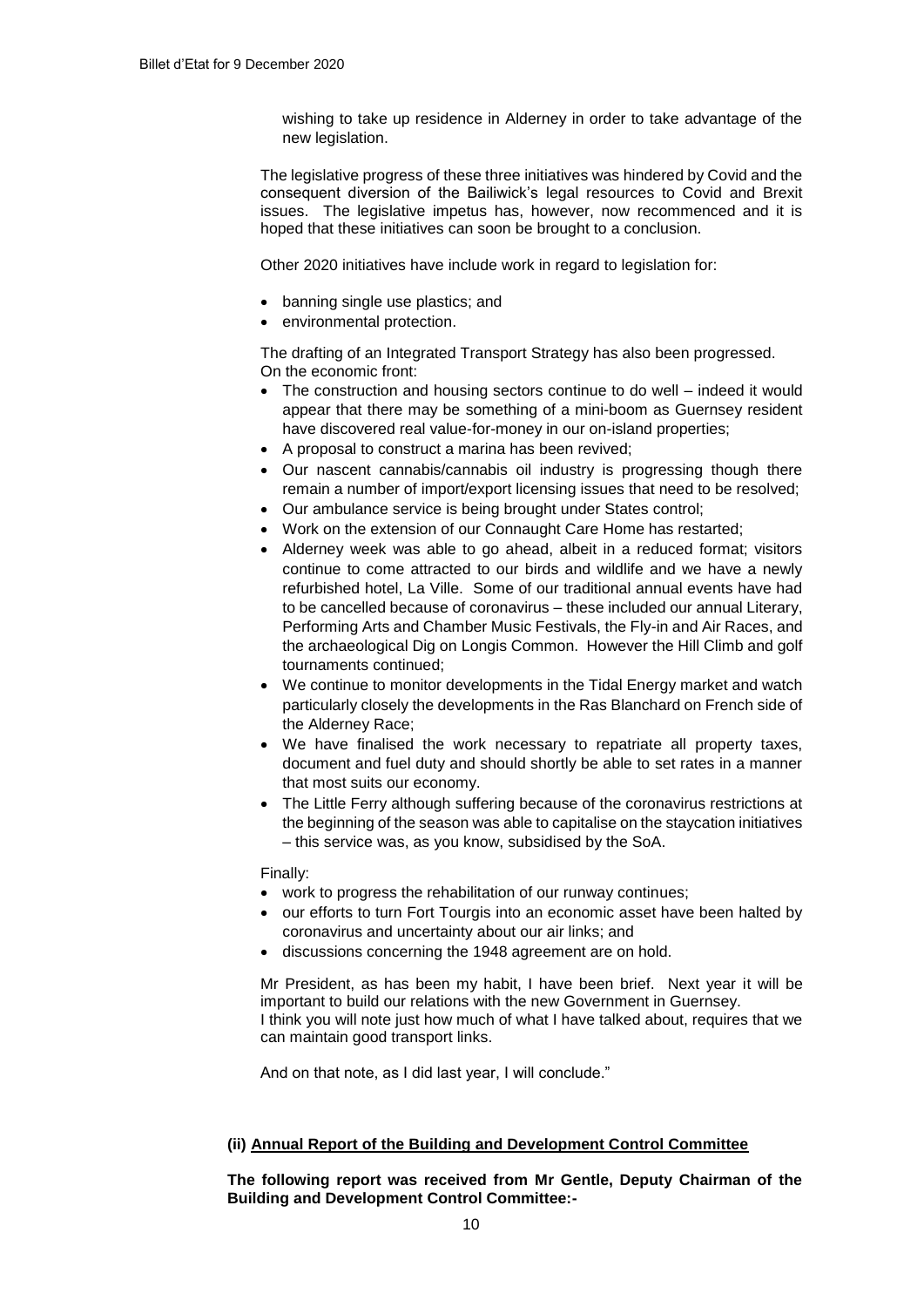wishing to take up residence in Alderney in order to take advantage of the new legislation.

The legislative progress of these three initiatives was hindered by Covid and the consequent diversion of the Bailiwick's legal resources to Covid and Brexit issues. The legislative impetus has, however, now recommenced and it is hoped that these initiatives can soon be brought to a conclusion.

Other 2020 initiatives have include work in regard to legislation for:

- banning single use plastics; and
- environmental protection.

The drafting of an Integrated Transport Strategy has also been progressed. On the economic front:

- The construction and housing sectors continue to do well – indeed it would appear that there may be something of a mini-boom as Guernsey resident have discovered real value-for-money in our on-island properties;
- A proposal to construct a marina has been revived;
- Our nascent cannabis/cannabis oil industry is progressing though there remain a number of import/export licensing issues that need to be resolved;
- Our ambulance service is being brought under States control;
- Work on the extension of our Connaught Care Home has restarted;
- Alderney week was able to go ahead, albeit in a reduced format; visitors continue to come attracted to our birds and wildlife and we have a newly refurbished hotel, La Ville. Some of our traditional annual events have had to be cancelled because of coronavirus – these included our annual Literary, Performing Arts and Chamber Music Festivals, the Fly-in and Air Races, and the archaeological Dig on Longis Common. However the Hill Climb and golf tournaments continued;
- We continue to monitor developments in the Tidal Energy market and watch particularly closely the developments in the Ras Blanchard on French side of the Alderney Race;
- We have finalised the work necessary to repatriate all property taxes, document and fuel duty and should shortly be able to set rates in a manner that most suits our economy.
- The Little Ferry although suffering because of the coronavirus restrictions at the beginning of the season was able to capitalise on the staycation initiatives – this service was, as you know, subsidised by the SoA.

Finally:

- work to progress the rehabilitation of our runway continues;
- our efforts to turn Fort Tourgis into an economic asset have been halted by coronavirus and uncertainty about our air links; and
- discussions concerning the 1948 agreement are on hold.

Mr President, as has been my habit, I have been brief. Next year it will be important to build our relations with the new Government in Guernsey. I think you will note just how much of what I have talked about, requires that we can maintain good transport links.

And on that note, as I did last year, I will conclude."

**(ii) <u>Annual Report of the Building and Development Control Committee</u>**

**The following report was received from Mr Gentle, Deputy Chairman of the Building and Development Control Committee:-**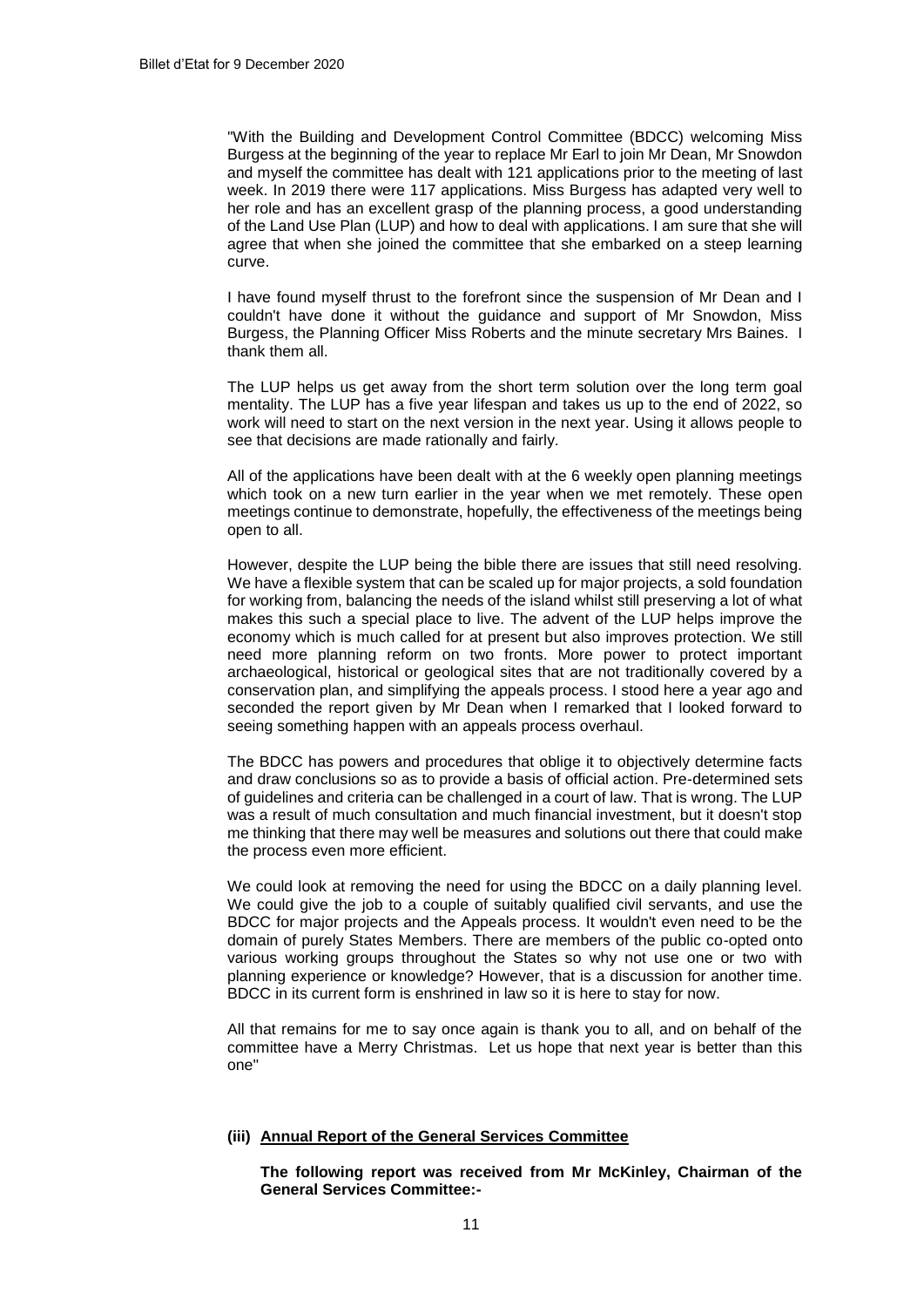"With the Building and Development Control Committee (BDCC) welcoming Miss Burgess at the beginning of the year to replace Mr Earl to join Mr Dean, Mr Snowdon and myself the committee has dealt with 121 applications prior to the meeting of last week. In 2019 there were 117 applications. Miss Burgess has adapted very well to her role and has an excellent grasp of the planning process, a good understanding of the Land Use Plan (LUP) and how to deal with applications. I am sure that she will agree that when she joined the committee that she embarked on a steep learning curve.

I have found myself thrust to the forefront since the suspension of Mr Dean and I couldn't have done it without the guidance and support of Mr Snowdon, Miss Burgess, the Planning Officer Miss Roberts and the minute secretary Mrs Baines. I thank them all.

The LUP helps us get away from the short term solution over the long term goal mentality. The LUP has a five year lifespan and takes us up to the end of 2022, so work will need to start on the next version in the next year. Using it allows people to see that decisions are made rationally and fairly.

All of the applications have been dealt with at the 6 weekly open planning meetings which took on a new turn earlier in the year when we met remotely. These open meetings continue to demonstrate, hopefully, the effectiveness of the meetings being open to all.

However, despite the LUP being the bible there are issues that still need resolving. We have a flexible system that can be scaled up for major projects, a sold foundation for working from, balancing the needs of the island whilst still preserving a lot of what makes this such a special place to live. The advent of the LUP helps improve the economy which is much called for at present but also improves protection. We still need more planning reform on two fronts. More power to protect important archaeological, historical or geological sites that are not traditionally covered by a conservation plan, and simplifying the appeals process. I stood here a year ago and seconded the report given by Mr Dean when I remarked that I looked forward to seeing something happen with an appeals process overhaul.

The BDCC has powers and procedures that oblige it to objectively determine facts and draw conclusions so as to provide a basis of official action. Pre-determined sets of guidelines and criteria can be challenged in a court of law. That is wrong. The LUP was a result of much consultation and much financial investment, but it doesn't stop me thinking that there may well be measures and solutions out there that could make the process even more efficient.

We could look at removing the need for using the BDCC on a daily planning level. We could give the job to a couple of suitably qualified civil servants, and use the BDCC for major projects and the Appeals process. It wouldn't even need to be the domain of purely States Members. There are members of the public co-opted onto various working groups throughout the States so why not use one or two with planning experience or knowledge? However, that is a discussion for another time. BDCC in its current form is enshrined in law so it is here to stay for now.

All that remains for me to say once again is thank you to all, and on behalf of the committee have a Merry Christmas. Let us hope that next year is better than this one"

### (iii) Annual Report of the General Services Committee

**The following report was received from Mr McKinley, Chairman of the General Services Committee:-**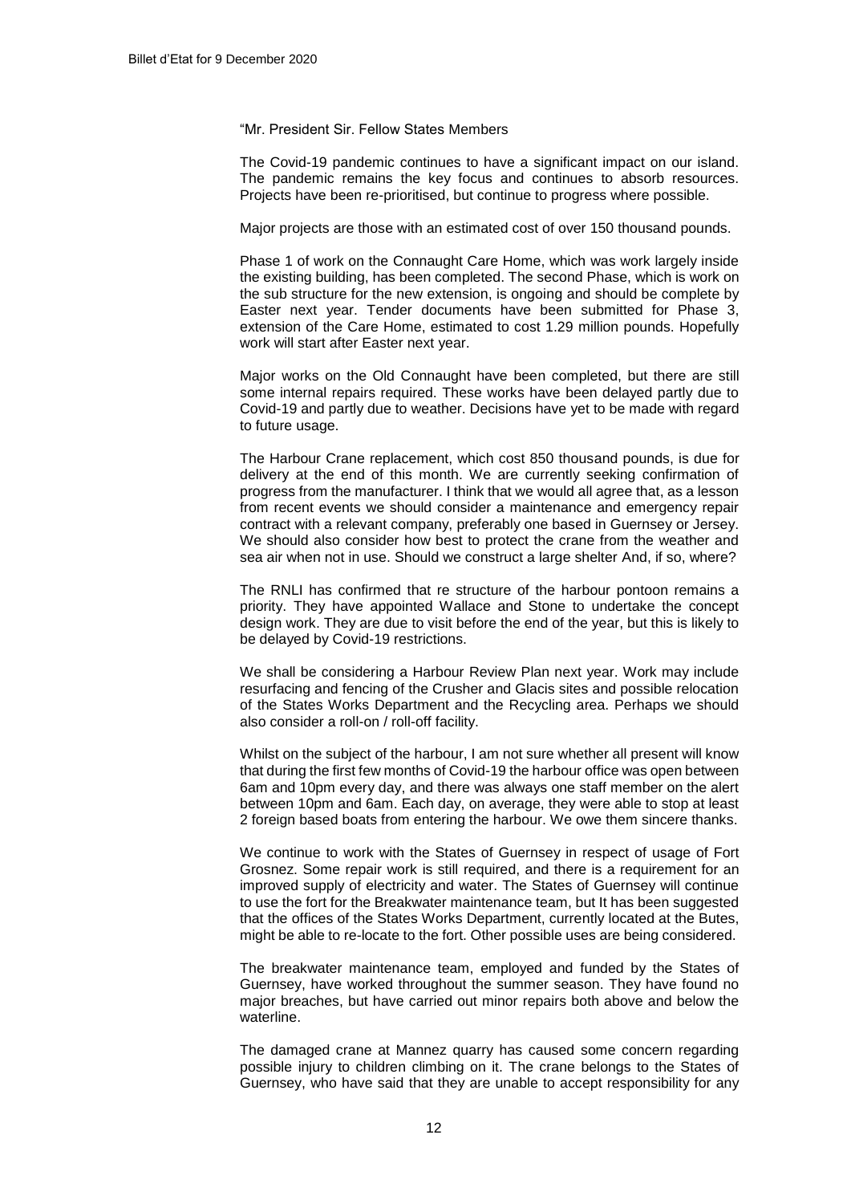"Mr. President Sir. Fellow States Members

The Covid-19 pandemic continues to have a significant impact on our island. The pandemic remains the key focus and continues to absorb resources. Projects have been re-prioritised, but continue to progress where possible.

Major projects are those with an estimated cost of over 150 thousand pounds.

Phase 1 of work on the Connaught Care Home, which was work largely inside the existing building, has been completed. The second Phase, which is work on the sub structure for the new extension, is ongoing and should be complete by Easter next year. Tender documents have been submitted for Phase 3, extension of the Care Home, estimated to cost 1.29 million pounds. Hopefully work will start after Easter next year.

Major works on the Old Connaught have been completed, but there are still some internal repairs required. These works have been delayed partly due to Covid-19 and partly due to weather. Decisions have yet to be made with regard to future usage.

The Harbour Crane replacement, which cost 850 thousand pounds, is due for delivery at the end of this month. We are currently seeking confirmation of progress from the manufacturer. I think that we would all agree that, as a lesson from recent events we should consider a maintenance and emergency repair contract with a relevant company, preferably one based in Guernsey or Jersey. We should also consider how best to protect the crane from the weather and sea air when not in use. Should we construct a large shelter And, if so, where?

The RNLI has confirmed that re structure of the harbour pontoon remains a priority. They have appointed Wallace and Stone to undertake the concept design work. They are due to visit before the end of the year, but this is likely to be delayed by Covid-19 restrictions.

We shall be considering a Harbour Review Plan next year. Work may include resurfacing and fencing of the Crusher and Glacis sites and possible relocation of the States Works Department and the Recycling area. Perhaps we should also consider a roll-on / roll-off facility.

Whilst on the subject of the harbour, I am not sure whether all present will know that during the first few months of Covid-19 the harbour office was open between 6am and 10pm every day, and there was always one staff member on the alert between 10pm and 6am. Each day, on average, they were able to stop at least 2 foreign based boats from entering the harbour. We owe them sincere thanks.

We continue to work with the States of Guernsey in respect of usage of Fort Grosnez. Some repair work is still required, and there is a requirement for an improved supply of electricity and water. The States of Guernsey will continue to use the fort for the Breakwater maintenance team, but It has been suggested that the offices of the States Works Department, currently located at the Butes, might be able to re-locate to the fort. Other possible uses are being considered.

The breakwater maintenance team, employed and funded by the States of Guernsey, have worked throughout the summer season. They have found no major breaches, but have carried out minor repairs both above and below the waterline.

The damaged crane at Mannez quarry has caused some concern regarding possible injury to children climbing on it. The crane belongs to the States of Guernsey, who have said that they are unable to accept responsibility for any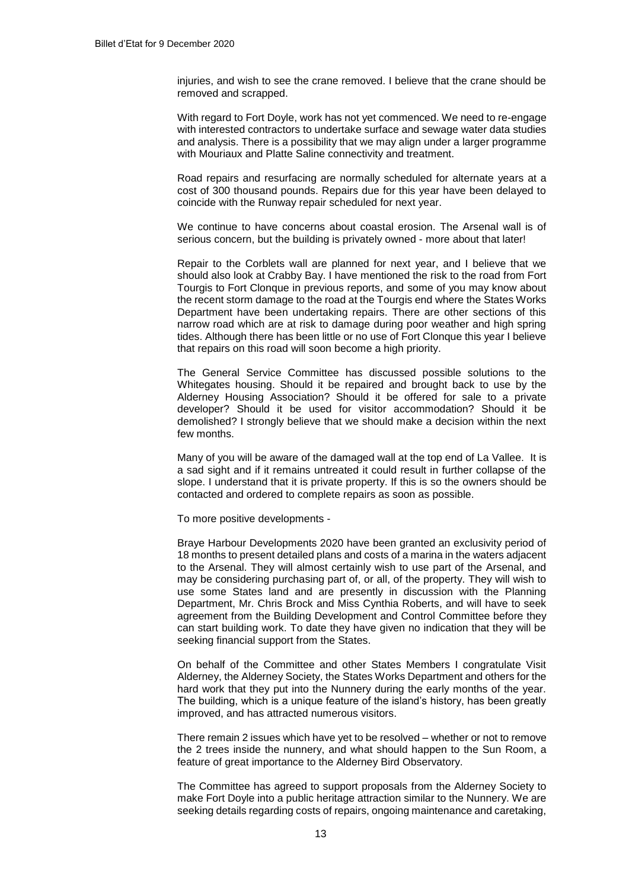injuries, and wish to see the crane removed. I believe that the crane should be removed and scrapped.

With regard to Fort Doyle, work has not yet commenced. We need to re-engage with interested contractors to undertake surface and sewage water data studies and analysis. There is a possibility that we may align under a larger programme with Mouriaux and Platte Saline connectivity and treatment.

Road repairs and resurfacing are normally scheduled for alternate years at a cost of 300 thousand pounds. Repairs due for this year have been delayed to coincide with the Runway repair scheduled for next year.

We continue to have concerns about coastal erosion. The Arsenal wall is of serious concern, but the building is privately owned - more about that later!

Repair to the Corblets wall are planned for next year, and I believe that we should also look at Crabby Bay. I have mentioned the risk to the road from Fort Tourgis to Fort Clonque in previous reports, and some of you may know about the recent storm damage to the road at the Tourgis end where the States Works Department have been undertaking repairs. There are other sections of this narrow road which are at risk to damage during poor weather and high spring tides. Although there has been little or no use of Fort Clonque this year I believe that repairs on this road will soon become a high priority.

The General Service Committee has discussed possible solutions to the Whitegates housing. Should it be repaired and brought back to use by the Alderney Housing Association? Should it be offered for sale to a private developer? Should it be used for visitor accommodation? Should it be demolished? I strongly believe that we should make a decision within the next few months.

Many of you will be aware of the damaged wall at the top end of La Vallee. It is a sad sight and if it remains untreated it could result in further collapse of the slope. I understand that it is private property. If this is so the owners should be contacted and ordered to complete repairs as soon as possible.

To more positive developments -

Braye Harbour Developments 2020 have been granted an exclusivity period of 18 months to present detailed plans and costs of a marina in the waters adjacent to the Arsenal. They will almost certainly wish to use part of the Arsenal, and may be considering purchasing part of, or all, of the property. They will wish to use some States land and are presently in discussion with the Planning Department, Mr. Chris Brock and Miss Cynthia Roberts, and will have to seek agreement from the Building Development and Control Committee before they can start building work. To date they have given no indication that they will be seeking financial support from the States.

On behalf of the Committee and other States Members I congratulate Visit Alderney, the Alderney Society, the States Works Department and others for the hard work that they put into the Nunnery during the early months of the year. The building, which is a unique feature of the island's history, has been greatly improved, and has attracted numerous visitors.

There remain 2 issues which have yet to be resolved – whether or not to remove the 2 trees inside the nunnery, and what should happen to the Sun Room, a feature of great importance to the Alderney Bird Observatory.

The Committee has agreed to support proposals from the Alderney Society to make Fort Doyle into a public heritage attraction similar to the Nunnery. We are seeking details regarding costs of repairs, ongoing maintenance and caretaking,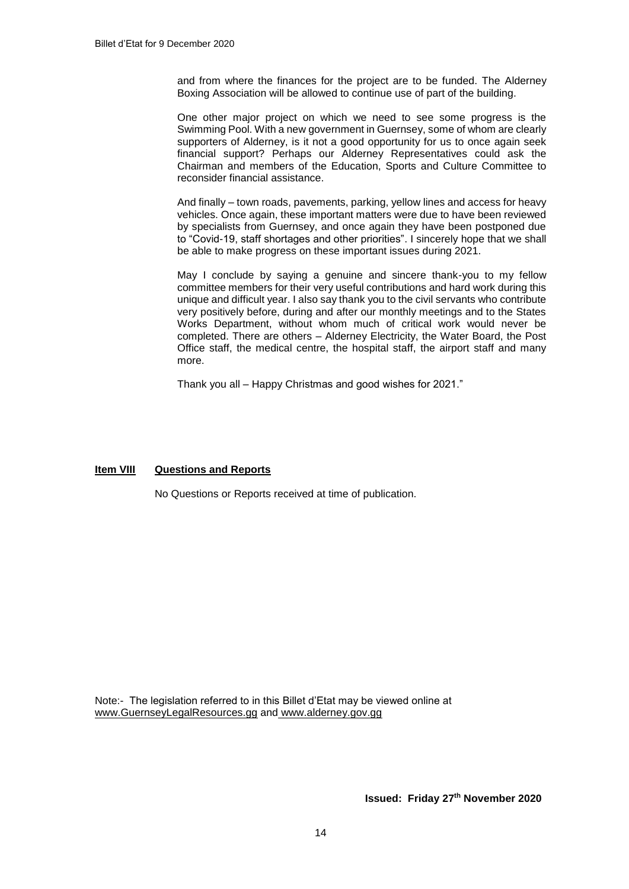and from where the finances for the project are to be funded. The Alderney Boxing Association will be allowed to continue use of part of the building.

One other major project on which we need to see some progress is the Swimming Pool. With a new government in Guernsey, some of whom are clearly supporters of Alderney, is it not a good opportunity for us to once again seek financial support? Perhaps our Alderney Representatives could ask the Chairman and members of the Education, Sports and Culture Committee to reconsider financial assistance.

And finally – town roads, pavements, parking, yellow lines and access for heavy vehicles. Once again, these important matters were due to have been reviewed by specialists from Guernsey, and once again they have been postponed due to "Covid-19, staff shortages and other priorities". I sincerely hope that we shall be able to make progress on these important issues during 2021.

May I conclude by saying a genuine and sincere thank-you to my fellow committee members for their very useful contributions and hard work during this unique and difficult year. I also say thank you to the civil servants who contribute very positively before, during and after our monthly meetings and to the States Works Department, without whom much of critical work would never be completed. There are others – Alderney Electricity, the Water Board, the Post Office staff, the medical centre, the hospital staff, the airport staff and many more.

Thank you all – Happy Christmas and good wishes for 2021."

**Item VIII Questions and Reports**

No Questions or Reports received at time of publication.

Note:- The legislation referred to in this Billet d'Etat may be viewed online at www.GuernseyLegalResources.gg and www.alderney.gov.gg

**Issued: Friday 27th November 2020**